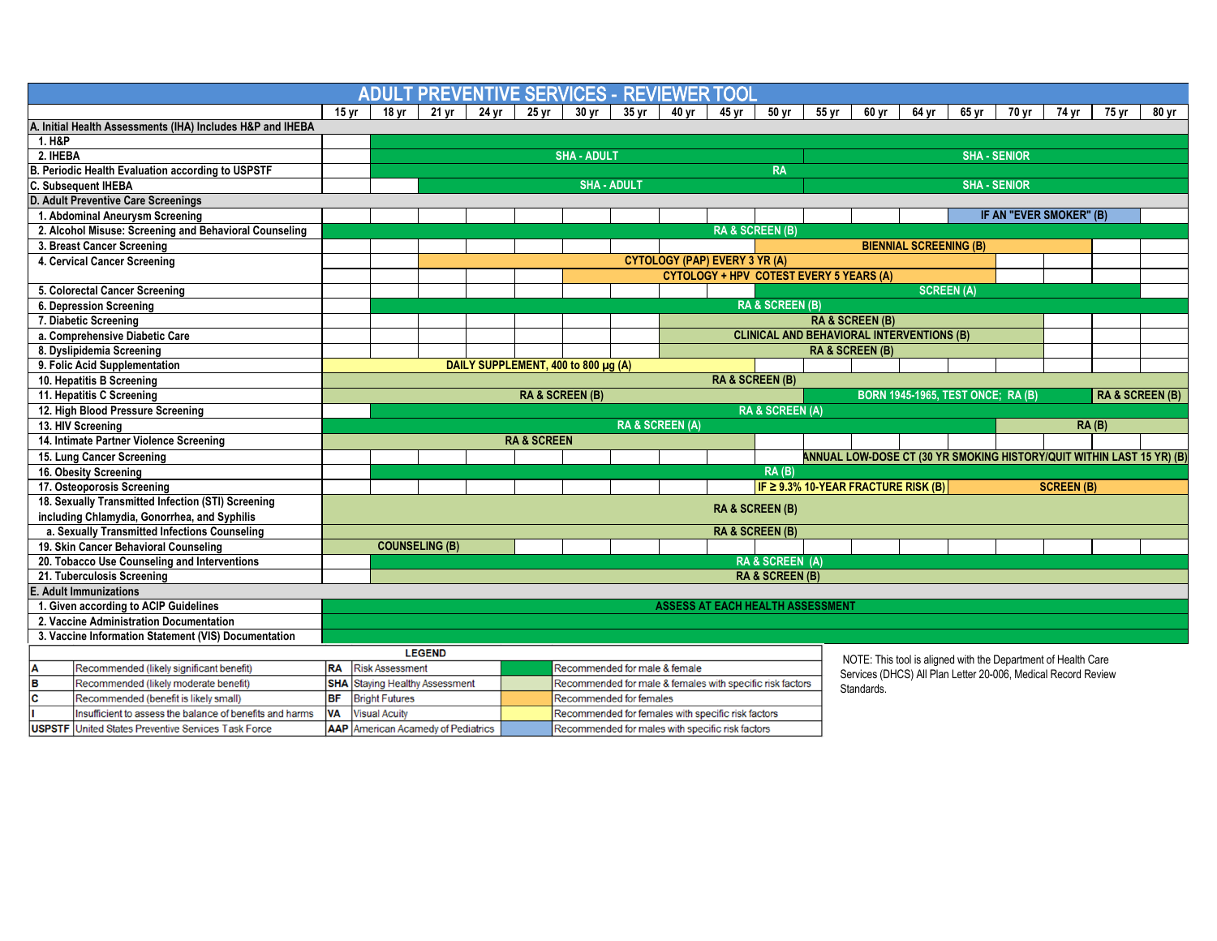# ADULT PREVENTIVE SERVICES - REVIEWER TOOL

| | 15 yr | 18 yr | 21 yr | 24 yr | 25 yr | 30 yr | 35 yr | 40 yr | 45 yr | 50 yr | 55 yr | 60 yr | 64 yr | 65 yr | 70 yr | 74 yr | 75 yr | 80 yr |
|---|---|---|---|---|---|---|---|---|---|---|---|---|---|---|---|---|---|---|
| **A. Initial Health Assessments (IHA) Includes H&P and IHEBA** | | | | | | | | | | | | | | | | | | |
| 1. H&P | | | | | | | | | | | | | | | | | | |
| 2. IHEBA | | SHA - ADULT | | | | | | | | | SHA - SENIOR | | | | | | | |
| **B. Periodic Health Evaluation according to USPSTF** | | RA | | | | | | | | | | | | | | | | |
| **C. Subsequent IHEBA** | | | SHA - ADULT | | | | | | | | SHA - SENIOR | | | | | | | |
| **D. Adult Preventive Care Screenings** | | | | | | | | | | | | | | | | | | |
| 1. Abdominal Aneurysm Screening | | | | | | | | | | | | | | IF AN "EVER SMOKER" (B) | | | | |
| 2. Alcohol Misuse: Screening and Behavioral Counseling | RA & SCREEN (B) | | | | | | | | | | | | | | | | | |
| 3. Breast Cancer Screening | | | | | | | | | BIENNIAL SCREENING (B) | | | | | | | | | |
| 4. Cervical Cancer Screening | | | CYTOLOGY (PAP) EVERY 3 YR (A) | | | | | | | | | | | | | | | |
| | | | | | | CYTOLOGY + HPV COTEST EVERY 5 YEARS (A) | | | | | | | | | | | | |
| 5. Colorectal Cancer Screening | | | | | | | | | | SCREEN (A) | | | | | | | | |
| 6. Depression Screening | | RA & SCREEN (B) | | | | | | | | | | | | | | | | |
| 7. Diabetic Screening | | | | | | | | RA & SCREEN (B) | | | | | | | | | | |
| a. Comprehensive Diabetic Care | | | | | | | | CLINICAL AND BEHAVIORAL INTERVENTIONS (B) | | | | | | | | | | |
| 8. Dyslipidemia Screening | | | | | | | | RA & SCREEN (B) | | | | | | | | | | |
| 9. Folic Acid Supplementation | DAILY SUPPLEMENT, 400 to 800 µg (A) | | | | | | | | | | | | | | | | | |
| 10. Hepatitis B Screening | RA & SCREEN (B) | | | | | | | | | | | | | | | | | |
| 11. Hepatitis C Screening | RA & SCREEN (B) | | | | | | | | | | BORN 1945-1965, TEST ONCE; RA (B) | | | | | | RA & SCREEN (B) | |
| 12. High Blood Pressure Screening | | RA & SCREEN (A) | | | | | | | | | | | | | | | | |
| 13. HIV Screening | RA & SCREEN (A) | | | | | | | | | | | | | | RA (B) | | | |
| 14. Intimate Partner Violence Screening | RA & SCREEN | | | | | | | | | | | | | | | | | |
| 15. Lung Cancer Screening | | | | | | | | | | | ANNUAL LOW-DOSE CT (30 YR SMOKING HISTORY/QUIT WITHIN LAST 15 YR) (B) | | | | | | | |
| 16. Obesity Screening | | RA (B) | | | | | | | | | | | | | | | | |
| 17. Osteoporosis Screening | | | | | | | | | | IF ≥ 9.3% 10-YEAR FRACTURE RISK (B) | | | | | SCREEN (B) | | | |
| 18. Sexually Transmitted Infection (STI) Screening including Chlamydia, Gonorrhea, and Syphilis | RA & SCREEN (B) | | | | | | | | | | | | | | | | | |
| a. Sexually Transmitted Infections Counseling | RA & SCREEN (B) | | | | | | | | | | | | | | | | | |
| 19. Skin Cancer Behavioral Counseling | COUNSELING (B) | | | | | | | | | | | | | | | | | |
| 20. Tobacco Use Counseling and Interventions | | RA & SCREEN (A) | | | | | | | | | | | | | | | | |
| 21. Tuberculosis Screening | | RA & SCREEN (B) | | | | | | | | | | | | | | | | |
| **E. Adult Immunizations** | | | | | | | | | | | | | | | | | | |
| 1. Given according to ACIP Guidelines | ASSESS AT EACH HEALTH ASSESSMENT | | | | | | | | | | | | | | | | | |
| 2. Vaccine Administration Documentation | | | | | | | | | | | | | | | | | | |
| 3. Vaccine Information Statement (VIS) Documentation | | | | | | | | | | | | | | | | | | |

**LEGEND**

| | | | | | |
|---|---|---|---|---|---|
| A | Recommended (likely significant benefit) | RA | Risk Assessment | (dark green) | Recommended for male & female |
| B | Recommended (likely moderate benefit) | SHA | Staying Healthy Assessment | (light green) | Recommended for male & females with specific risk factors |
| C | Recommended (benefit is likely small) | BF | Bright Futures | (orange) | Recommended for females |
| I | Insufficient to assess the balance of benefits and harms | VA | Visual Acuity | (yellow) | Recommended for females with specific risk factors |
| USPSTF | United States Preventive Services Task Force | AAP | American Acamedy of Pediatrics | (blue) | Recommended for males with specific risk factors |

NOTE: This tool is aligned with the Department of Health Care Services (DHCS) All Plan Letter 20-006, Medical Record Review Standards.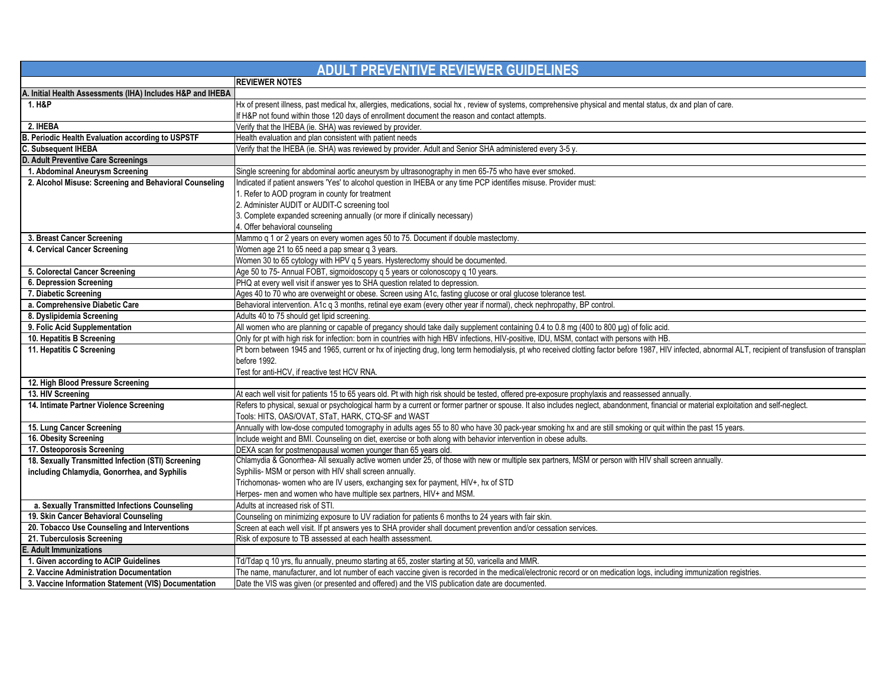# ADULT PREVENTIVE REVIEWER GUIDELINES

| | REVIEWER NOTES |
|---|---|
| **A. Initial Health Assessments (IHA) Includes H&P and IHEBA** | |
| **1. H&P** | Hx of present illness, past medical hx, allergies, medications, social hx , review of systems, comprehensive physical and mental status, dx and plan of care. |
| | If H&P not found within those 120 days of enrollment document the reason and contact attempts. |
| **2. IHEBA** | Verify that the IHEBA (ie. SHA) was reviewed by provider. |
| **B. Periodic Health Evaluation according to USPSTF** | Health evaluation and plan consistent with patient needs |
| **C. Subsequent IHEBA** | Verify that the IHEBA (ie. SHA) was reviewed by provider. Adult and Senior SHA administered every 3-5 y. |
| **D. Adult Preventive Care Screenings** | |
| **1. Abdominal Aneurysm Screening** | Single screening for abdominal aortic aneurysm by ultrasonography in men 65-75 who have ever smoked. |
| **2. Alcohol Misuse: Screening and Behavioral Counseling** | Indicated if patient answers 'Yes' to alcohol question in IHEBA or any time PCP identifies misuse. Provider must: |
| | 1. Refer to AOD program in county for treatment |
| | 2. Administer AUDIT or AUDIT-C screening tool |
| | 3. Complete expanded screening annually (or more if clinically necessary) |
| | 4. Offer behavioral counseling |
| **3. Breast Cancer Screening** | Mammo q 1 or 2 years on every women ages 50 to 75. Document if double mastectomy. |
| **4. Cervical Cancer Screening** | Women age 21 to 65 need a pap smear q 3 years. |
| | Women 30 to 65 cytology with HPV q 5 years. Hysterectomy should be documented. |
| **5. Colorectal Cancer Screening** | Age 50 to 75- Annual FOBT, sigmoidoscopy q 5 years or colonoscopy q 10 years. |
| **6. Depression Screening** | PHQ at every well visit if answer yes to SHA question related to depression. |
| **7. Diabetic Screening** | Ages 40 to 70 who are overweight or obese. Screen using A1c, fasting glucose or oral glucose tolerance test. |
| **a. Comprehensive Diabetic Care** | Behavioral intervention. A1c q 3 months, retinal eye exam (every other year if normal), check nephropathy, BP control. |
| **8. Dyslipidemia Screening** | Adults 40 to 75 should get lipid screening. |
| **9. Folic Acid Supplementation** | All women who are planning or capable of pregancy should take daily supplement containing 0.4 to 0.8 mg (400 to 800 µg) of folic acid. |
| **10. Hepatitis B Screening** | Only for pt with high risk for infection: born in countries with high HBV infections, HIV-positive, IDU, MSM, contact with persons with HB. |
| **11. Hepatitis C Screening** | Pt born between 1945 and 1965, current or hx of injecting drug, long term hemodialysis, pt who received clotting factor before 1987, HIV infected, abnormal ALT, recipient of transfusion of transplan before 1992. |
| | Test for anti-HCV, if reactive test HCV RNA. |
| **12. High Blood Pressure Screening** | |
| **13. HIV Screening** | At each well visit for patients 15 to 65 years old. Pt with high risk should be tested, offered pre-exposure prophylaxis and reassessed annually. |
| **14. Intimate Partner Violence Screening** | Refers to physical, sexual or psychological harm by a current or former partner or spouse. It also includes neglect, abandonment, financial or material exploitation and self-neglect. |
| | Tools: HITS, OAS/OVAT, STaT, HARK, CTQ-SF and WAST |
| **15. Lung Cancer Screening** | Annually with low-dose computed tomography in adults ages 55 to 80 who have 30 pack-year smoking hx and are still smoking or quit within the past 15 years. |
| **16. Obesity Screening** | Include weight and BMI. Counseling on diet, exercise or both along with behavior intervention in obese adults. |
| **17. Osteoporosis Screening** | DEXA scan for postmenopausal women younger than 65 years old. |
| **18. Sexually Transmitted Infection (STI) Screening including Chlamydia, Gonorrhea, and Syphilis** | Chlamydia & Gonorrhea- All sexually active women under 25, of those with new or multiple sex partners, MSM or person with HIV shall screen annually. |
| | Syphilis- MSM or person with HIV shall screen annually. |
| | Trichomonas- women who are IV users, exchanging sex for payment, HIV+, hx of STD |
| | Herpes- men and women who have multiple sex partners, HIV+ and MSM. |
| **a. Sexually Transmitted Infections Counseling** | Adults at increased risk of STI. |
| **19. Skin Cancer Behavioral Counseling** | Counseling on minimizing exposure to UV radiation for patients 6 months to 24 years with fair skin. |
| **20. Tobacco Use Counseling and Interventions** | Screen at each well visit. If pt answers yes to SHA provider shall document prevention and/or cessation services. |
| **21. Tuberculosis Screening** | Risk of exposure to TB assessed at each health assessment. |
| **E. Adult Immunizations** | |
| **1. Given according to ACIP Guidelines** | Td/Tdap q 10 yrs, flu annually, pneumo starting at 65, zoster starting at 50, varicella and MMR. |
| **2. Vaccine Administration Documentation** | The name, manufacturer, and lot number of each vaccine given is recorded in the medical/electronic record or on medication logs, including immunization registries. |
| **3. Vaccine Information Statement (VIS) Documentation** | Date the VIS was given (or presented and offered) and the VIS publication date are documented. |